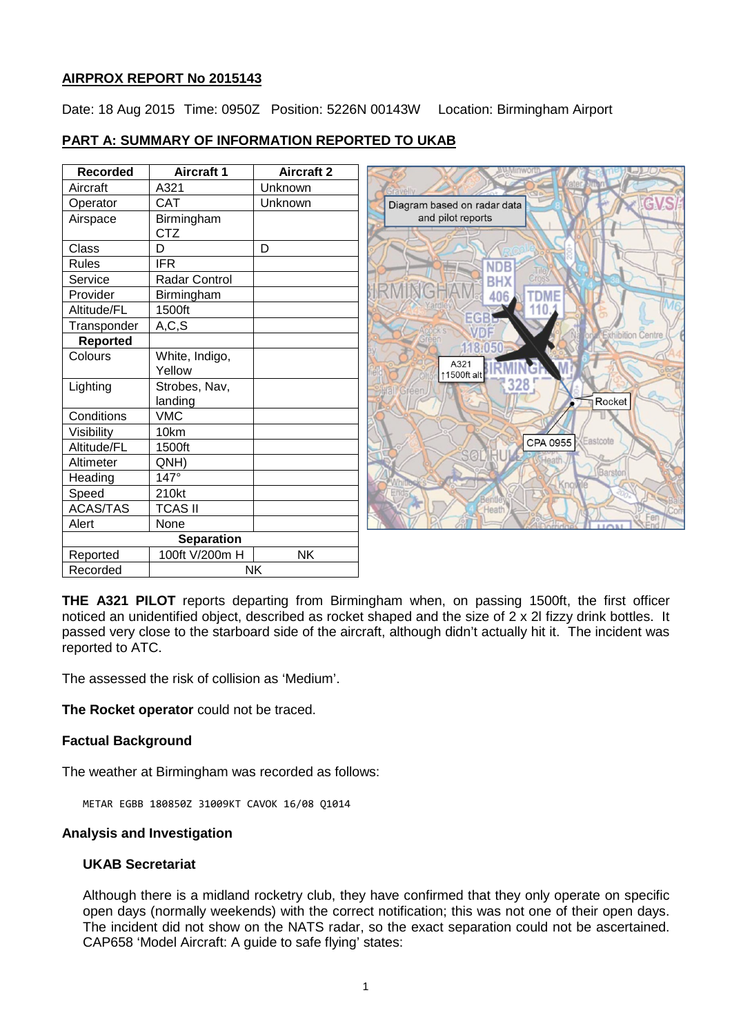## AIRPROX REPORT No 2015143

Date: 18 Aug 2015 Time: 0950Z Position: 5226N 00143W Location: Birmingham Airport

### PART A: SUMMARY OF INFORMATION REPORTED TO UKAB

| Recorded | Aircraft 1 | Aircraft 2 |
|---|---|---|
| Aircraft | A321 | Unknown |
| Operator | CAT | Unknown |
| Airspace | Birmingham CTZ | |
| Class | D | D |
| Rules | IFR | |
| Service | Radar Control | |
| Provider | Birmingham | |
| Altitude/FL | 1500ft | |
| Transponder | A,C,S | |
| **Reported** | | |
| Colours | White, Indigo, Yellow | |
| Lighting | Strobes, Nav, landing | |
| Conditions | VMC | |
| Visibility | 10km | |
| Altitude/FL | 1500ft | |
| Altimeter | QNH) | |
| Heading | 147° | |
| Speed | 210kt | |
| ACAS/TAS | TCAS II | |
| Alert | None | |
| **Separation** | | |
| Reported | 100ft V/200m H | NK |
| Recorded | NK | |

Diagram based on radar data and pilot reports

**THE A321 PILOT** reports departing from Birmingham when, on passing 1500ft, the first officer noticed an unidentified object, described as rocket shaped and the size of 2 x 2l fizzy drink bottles. It passed very close to the starboard side of the aircraft, although didn't actually hit it. The incident was reported to ATC.

The assessed the risk of collision as 'Medium'.

**The Rocket operator** could not be traced.

### Factual Background

The weather at Birmingham was recorded as follows:

```
METAR EGBB 180850Z 31009KT CAVOK 16/08 Q1014
```

### Analysis and Investigation

#### UKAB Secretariat

Although there is a midland rocketry club, they have confirmed that they only operate on specific open days (normally weekends) with the correct notification; this was not one of their open days. The incident did not show on the NATS radar, so the exact separation could not be ascertained. CAP658 'Model Aircraft: A guide to safe flying' states: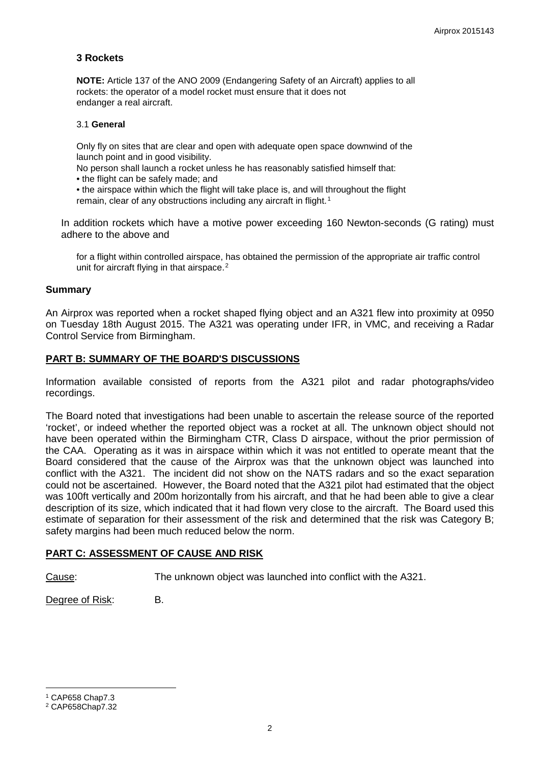### 3 Rockets

> **NOTE:** Article 137 of the ANO 2009 (Endangering Safety of an Aircraft) applies to all rockets: the operator of a model rocket must ensure that it does not endanger a real aircraft.
>
> #### 3.1 General
>
> Only fly on sites that are clear and open with adequate open space downwind of the launch point and in good visibility.
> No person shall launch a rocket unless he has reasonably satisfied himself that:
> • the flight can be safely made; and
> • the airspace within which the flight will take place is, and will throughout the flight remain, clear of any obstructions including any aircraft in flight.[1]

In addition rockets which have a motive power exceeding 160 Newton-seconds (G rating) must adhere to the above and

> for a flight within controlled airspace, has obtained the permission of the appropriate air traffic control unit for aircraft flying in that airspace.[2]

## Summary

An Airprox was reported when a rocket shaped flying object and an A321 flew into proximity at 0950 on Tuesday 18th August 2015. The A321 was operating under IFR, in VMC, and receiving a Radar Control Service from Birmingham.

## PART B: SUMMARY OF THE BOARD'S DISCUSSIONS

Information available consisted of reports from the A321 pilot and radar photographs/video recordings.

The Board noted that investigations had been unable to ascertain the release source of the reported 'rocket', or indeed whether the reported object was a rocket at all. The unknown object should not have been operated within the Birmingham CTR, Class D airspace, without the prior permission of the CAA. Operating as it was in airspace within which it was not entitled to operate meant that the Board considered that the cause of the Airprox was that the unknown object was launched into conflict with the A321. The incident did not show on the NATS radars and so the exact separation could not be ascertained. However, the Board noted that the A321 pilot had estimated that the object was 100ft vertically and 200m horizontally from his aircraft, and that he had been able to give a clear description of its size, which indicated that it had flown very close to the aircraft. The Board used this estimate of separation for their assessment of the risk and determined that the risk was Category B; safety margins had been much reduced below the norm.

## PART C: ASSESSMENT OF CAUSE AND RISK

Cause: The unknown object was launched into conflict with the A321.

Degree of Risk: B.

---

[1] CAP658 Chap7.3
[2] CAP658Chap7.32